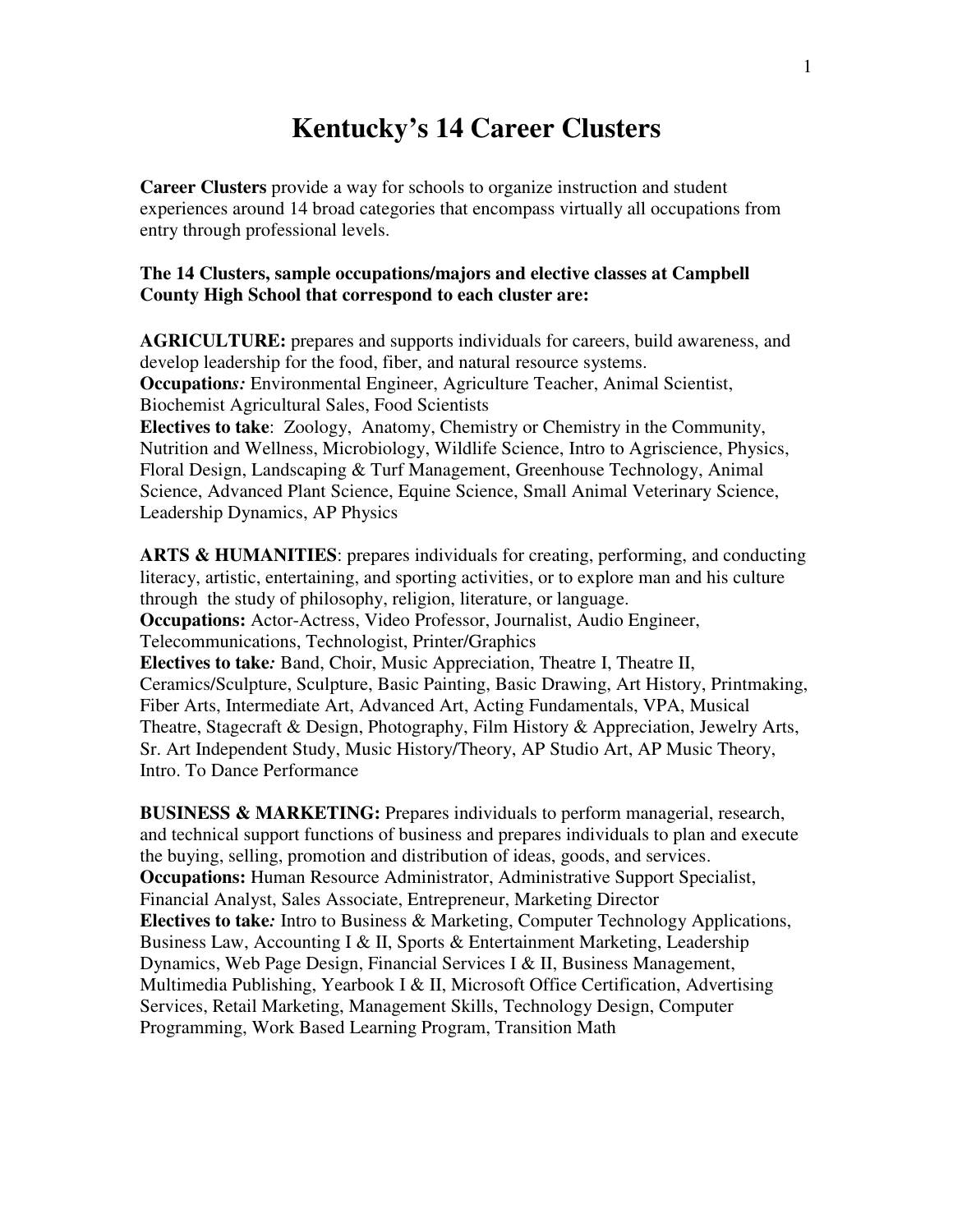# Kentucky's 14 Career Clusters

**Career Clusters** provide a way for schools to organize instruction and student experiences around 14 broad categories that encompass virtually all occupations from entry through professional levels.

**The 14 Clusters, sample occupations/majors and elective classes at Campbell County High School that correspond to each cluster are:**

**AGRICULTURE:** prepares and supports individuals for careers, build awareness, and develop leadership for the food, fiber, and natural resource systems.
**Occupation*s:*** Environmental Engineer, Agriculture Teacher, Animal Scientist, Biochemist Agricultural Sales, Food Scientists
**Electives to take**: Zoology, Anatomy, Chemistry or Chemistry in the Community, Nutrition and Wellness, Microbiology, Wildlife Science, Intro to Agriscience, Physics, Floral Design, Landscaping & Turf Management, Greenhouse Technology, Animal Science, Advanced Plant Science, Equine Science, Small Animal Veterinary Science, Leadership Dynamics, AP Physics

**ARTS & HUMANITIES**: prepares individuals for creating, performing, and conducting literacy, artistic, entertaining, and sporting activities, or to explore man and his culture through the study of philosophy, religion, literature, or language.
**Occupations:** Actor-Actress, Video Professor, Journalist, Audio Engineer, Telecommunications, Technologist, Printer/Graphics
**Electives to take*:*** Band, Choir, Music Appreciation, Theatre I, Theatre II, Ceramics/Sculpture, Sculpture, Basic Painting, Basic Drawing, Art History, Printmaking, Fiber Arts, Intermediate Art, Advanced Art, Acting Fundamentals, VPA, Musical Theatre, Stagecraft & Design, Photography, Film History & Appreciation, Jewelry Arts, Sr. Art Independent Study, Music History/Theory, AP Studio Art, AP Music Theory, Intro. To Dance Performance

**BUSINESS & MARKETING:** Prepares individuals to perform managerial, research, and technical support functions of business and prepares individuals to plan and execute the buying, selling, promotion and distribution of ideas, goods, and services.
**Occupations:** Human Resource Administrator, Administrative Support Specialist, Financial Analyst, Sales Associate, Entrepreneur, Marketing Director
**Electives to take*:*** Intro to Business & Marketing, Computer Technology Applications, Business Law, Accounting I & II, Sports & Entertainment Marketing, Leadership Dynamics, Web Page Design, Financial Services I & II, Business Management, Multimedia Publishing, Yearbook I & II, Microsoft Office Certification, Advertising Services, Retail Marketing, Management Skills, Technology Design, Computer Programming, Work Based Learning Program, Transition Math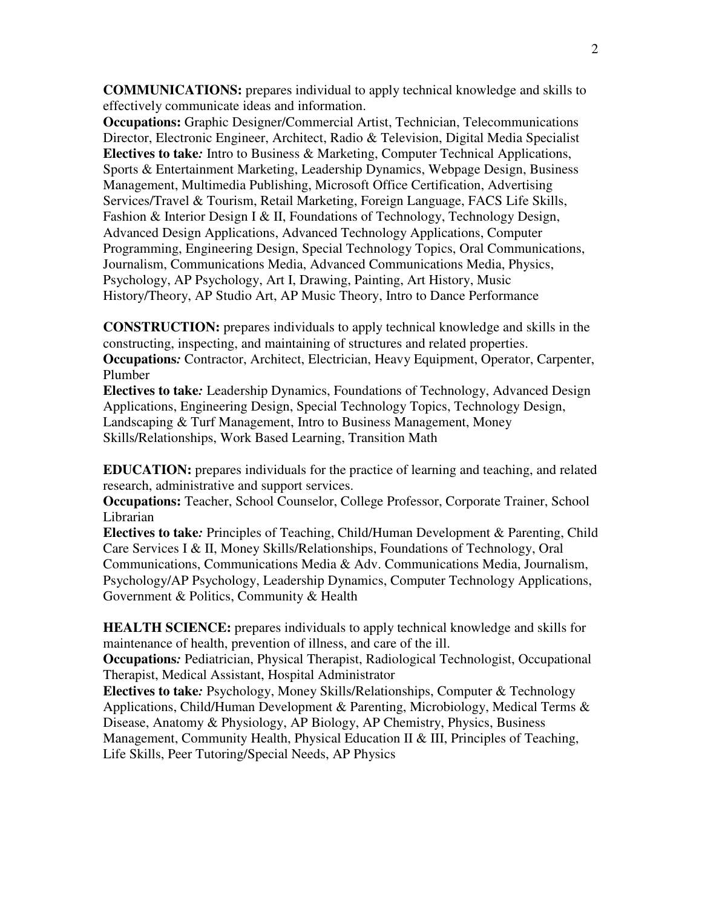**COMMUNICATIONS:** prepares individual to apply technical knowledge and skills to effectively communicate ideas and information.
**Occupations:** Graphic Designer/Commercial Artist, Technician, Telecommunications Director, Electronic Engineer, Architect, Radio & Television, Digital Media Specialist
**Electives to take***:* Intro to Business & Marketing, Computer Technical Applications, Sports & Entertainment Marketing, Leadership Dynamics, Webpage Design, Business Management, Multimedia Publishing, Microsoft Office Certification, Advertising Services/Travel & Tourism, Retail Marketing, Foreign Language, FACS Life Skills, Fashion & Interior Design I & II, Foundations of Technology, Technology Design, Advanced Design Applications, Advanced Technology Applications, Computer Programming, Engineering Design, Special Technology Topics, Oral Communications, Journalism, Communications Media, Advanced Communications Media, Physics, Psychology, AP Psychology, Art I, Drawing, Painting, Art History, Music History/Theory, AP Studio Art, AP Music Theory, Intro to Dance Performance

**CONSTRUCTION:** prepares individuals to apply technical knowledge and skills in the constructing, inspecting, and maintaining of structures and related properties.
**Occupations***:* Contractor, Architect, Electrician, Heavy Equipment, Operator, Carpenter, Plumber
**Electives to take***:* Leadership Dynamics, Foundations of Technology, Advanced Design Applications, Engineering Design, Special Technology Topics, Technology Design, Landscaping & Turf Management, Intro to Business Management, Money Skills/Relationships, Work Based Learning, Transition Math

**EDUCATION:** prepares individuals for the practice of learning and teaching, and related research, administrative and support services.
**Occupations:** Teacher, School Counselor, College Professor, Corporate Trainer, School Librarian
**Electives to take***:* Principles of Teaching, Child/Human Development & Parenting, Child Care Services I & II, Money Skills/Relationships, Foundations of Technology, Oral Communications, Communications Media & Adv. Communications Media, Journalism, Psychology/AP Psychology, Leadership Dynamics, Computer Technology Applications, Government & Politics, Community & Health

**HEALTH SCIENCE:** prepares individuals to apply technical knowledge and skills for maintenance of health, prevention of illness, and care of the ill.
**Occupations***:* Pediatrician, Physical Therapist, Radiological Technologist, Occupational Therapist, Medical Assistant, Hospital Administrator
**Electives to take***:* Psychology, Money Skills/Relationships, Computer & Technology Applications, Child/Human Development & Parenting, Microbiology, Medical Terms & Disease, Anatomy & Physiology, AP Biology, AP Chemistry, Physics, Business Management, Community Health, Physical Education II & III, Principles of Teaching, Life Skills, Peer Tutoring/Special Needs, AP Physics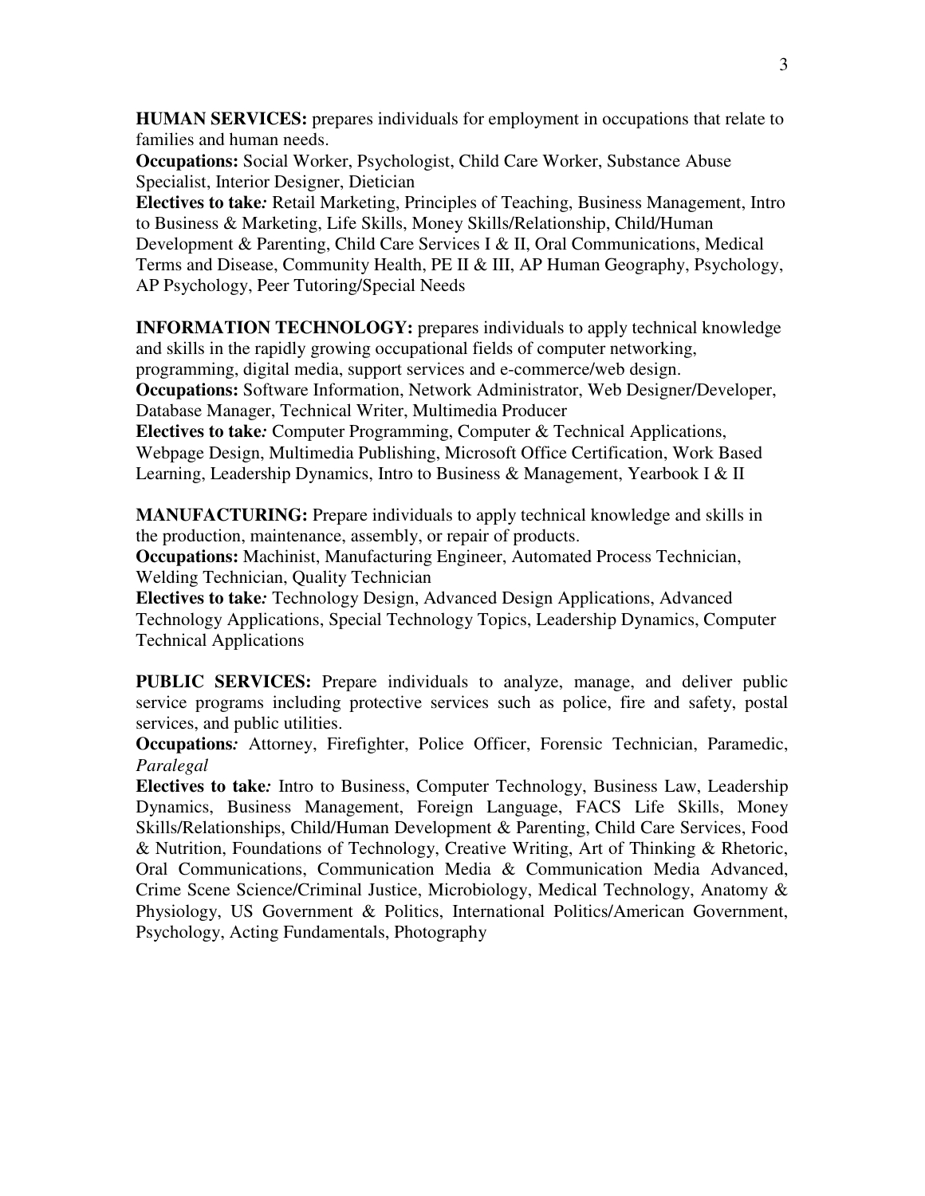**HUMAN SERVICES:** prepares individuals for employment in occupations that relate to families and human needs.
**Occupations:** Social Worker, Psychologist, Child Care Worker, Substance Abuse Specialist, Interior Designer, Dietician
**Electives to take*:*** Retail Marketing, Principles of Teaching, Business Management, Intro to Business & Marketing, Life Skills, Money Skills/Relationship, Child/Human Development & Parenting, Child Care Services I & II, Oral Communications, Medical Terms and Disease, Community Health, PE II & III, AP Human Geography, Psychology, AP Psychology, Peer Tutoring/Special Needs

**INFORMATION TECHNOLOGY:** prepares individuals to apply technical knowledge and skills in the rapidly growing occupational fields of computer networking, programming, digital media, support services and e-commerce/web design.
**Occupations:** Software Information, Network Administrator, Web Designer/Developer, Database Manager, Technical Writer, Multimedia Producer
**Electives to take*:*** Computer Programming, Computer & Technical Applications, Webpage Design, Multimedia Publishing, Microsoft Office Certification, Work Based Learning, Leadership Dynamics, Intro to Business & Management, Yearbook I & II

**MANUFACTURING:** Prepare individuals to apply technical knowledge and skills in the production, maintenance, assembly, or repair of products.
**Occupations:** Machinist, Manufacturing Engineer, Automated Process Technician, Welding Technician, Quality Technician
**Electives to take*:*** Technology Design, Advanced Design Applications, Advanced Technology Applications, Special Technology Topics, Leadership Dynamics, Computer Technical Applications

**PUBLIC SERVICES:** Prepare individuals to analyze, manage, and deliver public service programs including protective services such as police, fire and safety, postal services, and public utilities.
**Occupations*:*** Attorney, Firefighter, Police Officer, Forensic Technician, Paramedic, *Paralegal*
**Electives to take*:*** Intro to Business, Computer Technology, Business Law, Leadership Dynamics, Business Management, Foreign Language, FACS Life Skills, Money Skills/Relationships, Child/Human Development & Parenting, Child Care Services, Food & Nutrition, Foundations of Technology, Creative Writing, Art of Thinking & Rhetoric, Oral Communications, Communication Media & Communication Media Advanced, Crime Scene Science/Criminal Justice, Microbiology, Medical Technology, Anatomy & Physiology, US Government & Politics, International Politics/American Government, Psychology, Acting Fundamentals, Photography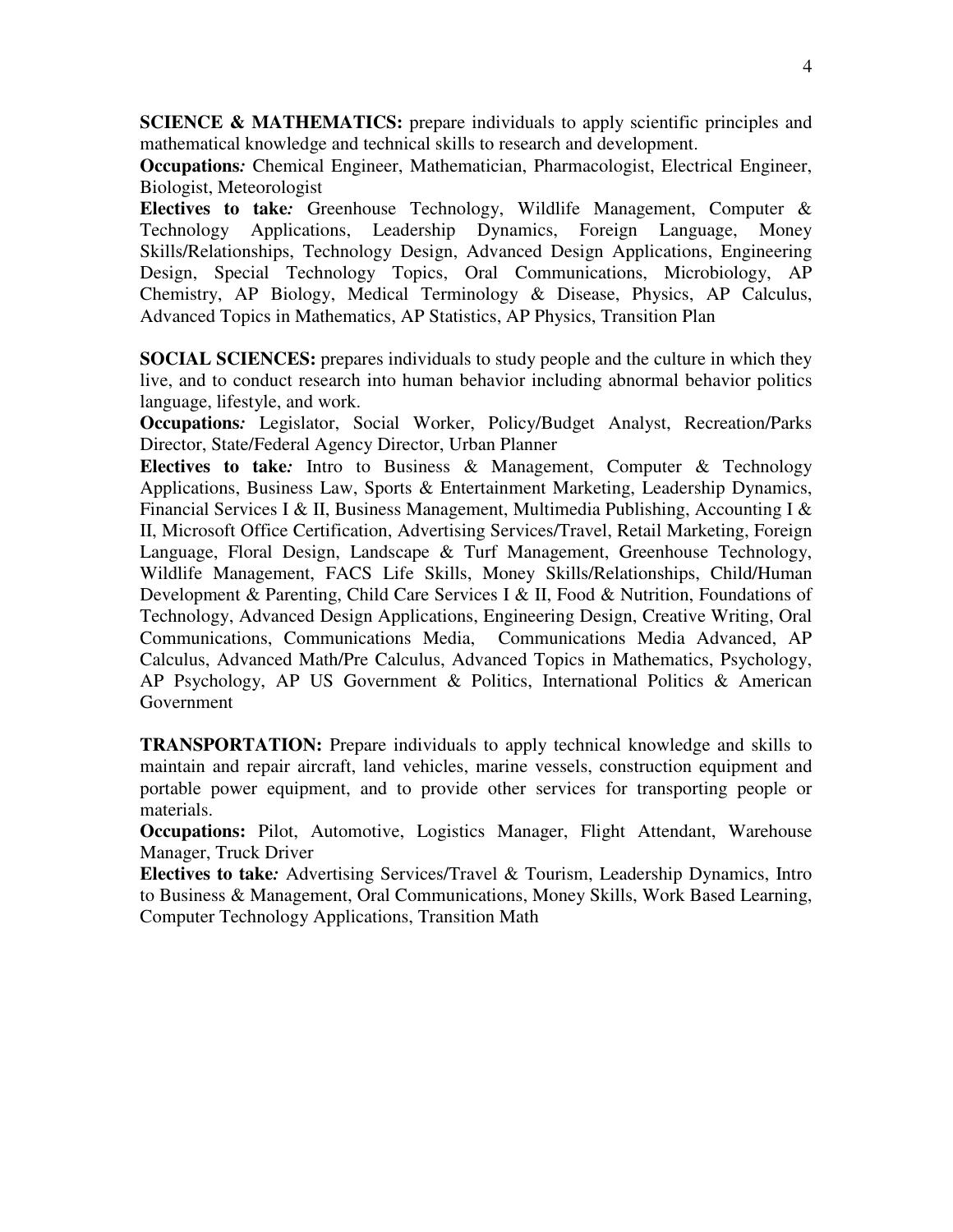**SCIENCE & MATHEMATICS:** prepare individuals to apply scientific principles and mathematical knowledge and technical skills to research and development.

**Occupations*:*** Chemical Engineer, Mathematician, Pharmacologist, Electrical Engineer, Biologist, Meteorologist

**Electives to take*:*** Greenhouse Technology, Wildlife Management, Computer & Technology Applications, Leadership Dynamics, Foreign Language, Money Skills/Relationships, Technology Design, Advanced Design Applications, Engineering Design, Special Technology Topics, Oral Communications, Microbiology, AP Chemistry, AP Biology, Medical Terminology & Disease, Physics, AP Calculus, Advanced Topics in Mathematics, AP Statistics, AP Physics, Transition Plan

**SOCIAL SCIENCES:** prepares individuals to study people and the culture in which they live, and to conduct research into human behavior including abnormal behavior politics language, lifestyle, and work.

**Occupations*:*** Legislator, Social Worker, Policy/Budget Analyst, Recreation/Parks Director, State/Federal Agency Director, Urban Planner

**Electives to take*:*** Intro to Business & Management, Computer & Technology Applications, Business Law, Sports & Entertainment Marketing, Leadership Dynamics, Financial Services I & II, Business Management, Multimedia Publishing, Accounting I & II, Microsoft Office Certification, Advertising Services/Travel, Retail Marketing, Foreign Language, Floral Design, Landscape & Turf Management, Greenhouse Technology, Wildlife Management, FACS Life Skills, Money Skills/Relationships, Child/Human Development & Parenting, Child Care Services I & II, Food & Nutrition, Foundations of Technology, Advanced Design Applications, Engineering Design, Creative Writing, Oral Communications, Communications Media, Communications Media Advanced, AP Calculus, Advanced Math/Pre Calculus, Advanced Topics in Mathematics, Psychology, AP Psychology, AP US Government & Politics, International Politics & American Government

**TRANSPORTATION:** Prepare individuals to apply technical knowledge and skills to maintain and repair aircraft, land vehicles, marine vessels, construction equipment and portable power equipment, and to provide other services for transporting people or materials.

**Occupations:** Pilot, Automotive, Logistics Manager, Flight Attendant, Warehouse Manager, Truck Driver

**Electives to take*:*** Advertising Services/Travel & Tourism, Leadership Dynamics, Intro to Business & Management, Oral Communications, Money Skills, Work Based Learning, Computer Technology Applications, Transition Math